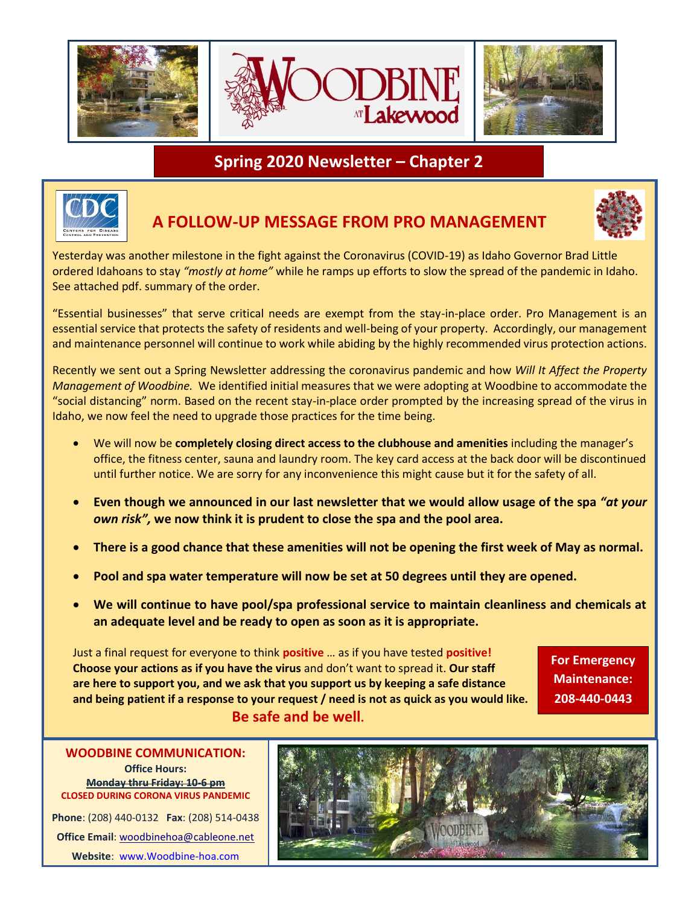# WOODBINE AT Lakewood

## Spring 2020 Newsletter – Chapter 2

## A FOLLOW-UP MESSAGE FROM PRO MANAGEMENT

Yesterday was another milestone in the fight against the Coronavirus (COVID-19) as Idaho Governor Brad Little ordered Idahoans to stay *"mostly at home"* while he ramps up efforts to slow the spread of the pandemic in Idaho. See attached pdf. summary of the order.

"Essential businesses" that serve critical needs are exempt from the stay-in-place order. Pro Management is an essential service that protects the safety of residents and well-being of your property. Accordingly, our management and maintenance personnel will continue to work while abiding by the highly recommended virus protection actions.

Recently we sent out a Spring Newsletter addressing the coronavirus pandemic and how *Will It Affect the Property Management of Woodbine.* We identified initial measures that we were adopting at Woodbine to accommodate the "social distancing" norm. Based on the recent stay-in-place order prompted by the increasing spread of the virus in Idaho, we now feel the need to upgrade those practices for the time being.

- We will now be **completely closing direct access to the clubhouse and amenities** including the manager's office, the fitness center, sauna and laundry room. The key card access at the back door will be discontinued until further notice. We are sorry for any inconvenience this might cause but it for the safety of all.
- **Even though we announced in our last newsletter that we would allow usage of the spa *"at your own risk",* we now think it is prudent to close the spa and the pool area.**
- **There is a good chance that these amenities will not be opening the first week of May as normal.**
- **Pool and spa water temperature will now be set at 50 degrees until they are opened.**
- **We will continue to have pool/spa professional service to maintain cleanliness and chemicals at an adequate level and be ready to open as soon as it is appropriate.**

Just a final request for everyone to think **positive** … as if you have tested **positive!** **Choose your actions as if you have the virus** and don't want to spread it. **Our staff are here to support you, and we ask that you support us by keeping a safe distance and being patient if a response to your request / need is not as quick as you would like.**

**Be safe and be well.**

**For Emergency Maintenance: 208-440-0443**

**WOODBINE COMMUNICATION:**

**Office Hours:**

~~**Monday thru Friday: 10-6 pm**~~

**CLOSED DURING CORONA VIRUS PANDEMIC**

**Phone**: (208) 440-0132 **Fax**: (208) 514-0438

**Office Email**: woodbinehoa@cableone.net

**Website**: www.Woodbine-hoa.com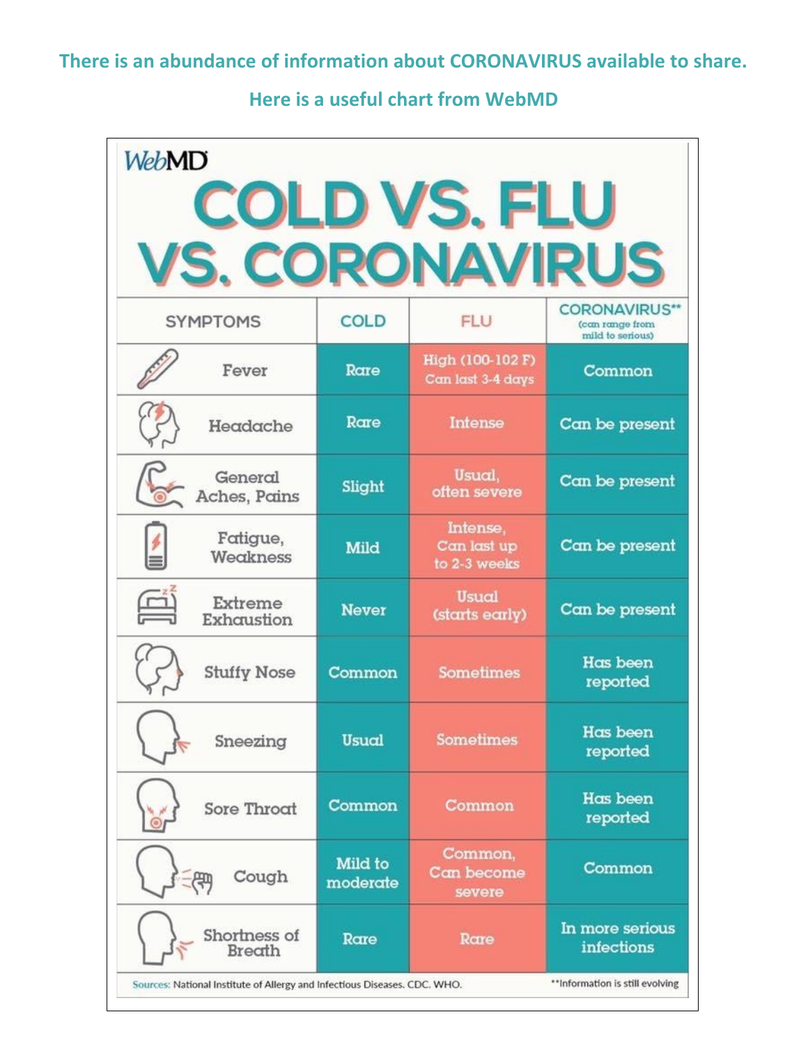**There is an abundance of information about CORONAVIRUS available to share.**

**Here is a useful chart from WebMD**

WebMD

# COLD VS. FLU VS. CORONAVIRUS

| SYMPTOMS | COLD | FLU | CORONAVIRUS** (can range from mild to serious) |
|---|---|---|---|
| Fever | Rare | High (100-102 F) Can last 3-4 days | Common |
| Headache | Rare | Intense | Can be present |
| General Aches, Pains | Slight | Usual, often severe | Can be present |
| Fatigue, Weakness | Mild | Intense, Can last up to 2-3 weeks | Can be present |
| Extreme Exhaustion | Never | Usual (starts early) | Can be present |
| Stuffy Nose | Common | Sometimes | Has been reported |
| Sneezing | Usual | Sometimes | Has been reported |
| Sore Throat | Common | Common | Has been reported |
| Cough | Mild to moderate | Common, Can become severe | Common |
| Shortness of Breath | Rare | Rare | In more serious infections |

Sources: National Institute of Allergy and Infectious Diseases. CDC. WHO.

**Information is still evolving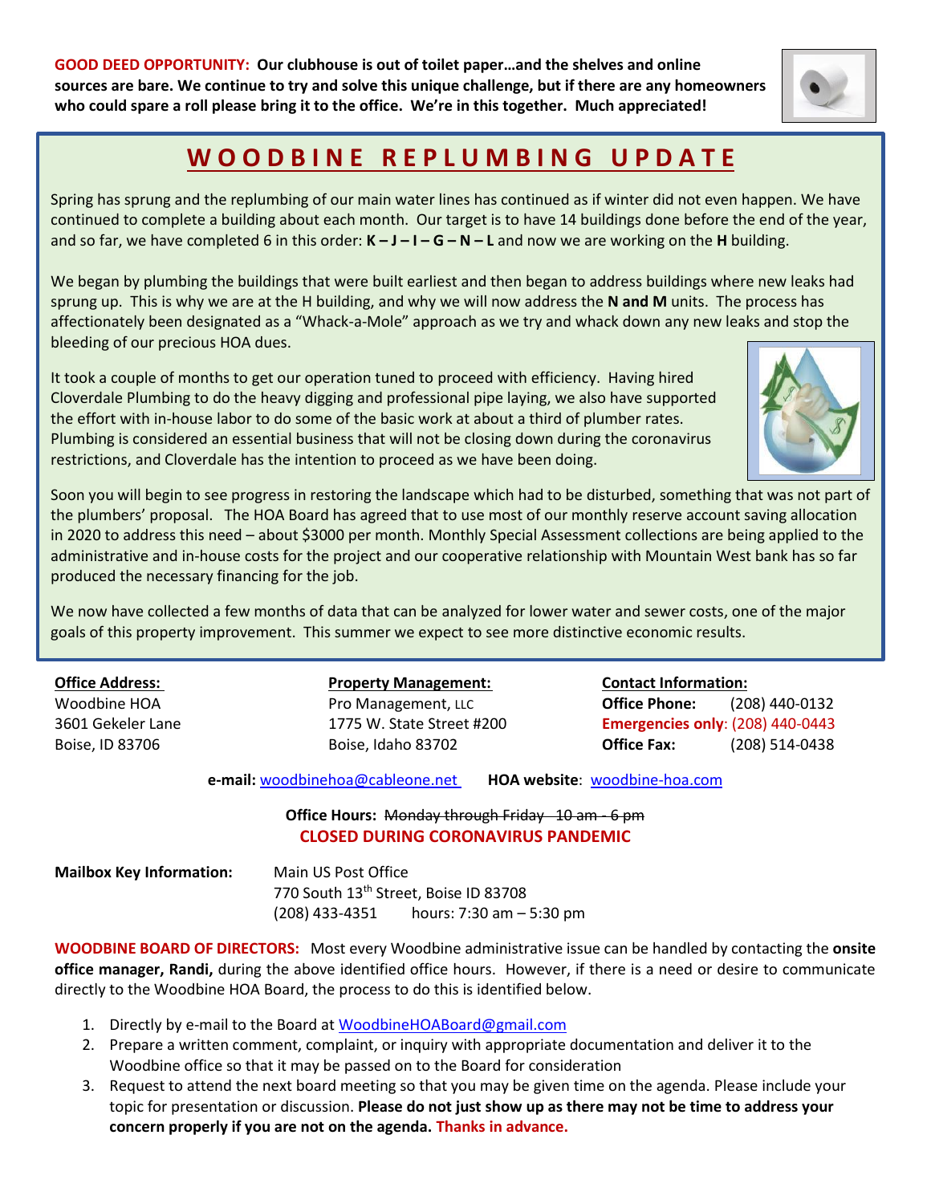**GOOD DEED OPPORTUNITY: Our clubhouse is out of toilet paper…and the shelves and online sources are bare. We continue to try and solve this unique challenge, but if there are any homeowners who could spare a roll please bring it to the office. We're in this together. Much appreciated!**

# WOODBINE REPLUMBING UPDATE

Spring has sprung and the replumbing of our main water lines has continued as if winter did not even happen. We have continued to complete a building about each month. Our target is to have 14 buildings done before the end of the year, and so far, we have completed 6 in this order: **K – J – I – G – N – L** and now we are working on the **H** building.

We began by plumbing the buildings that were built earliest and then began to address buildings where new leaks had sprung up. This is why we are at the H building, and why we will now address the **N and M** units. The process has affectionately been designated as a "Whack-a-Mole" approach as we try and whack down any new leaks and stop the bleeding of our precious HOA dues.

It took a couple of months to get our operation tuned to proceed with efficiency. Having hired Cloverdale Plumbing to do the heavy digging and professional pipe laying, we also have supported the effort with in-house labor to do some of the basic work at about a third of plumber rates. Plumbing is considered an essential business that will not be closing down during the coronavirus restrictions, and Cloverdale has the intention to proceed as we have been doing.

Soon you will begin to see progress in restoring the landscape which had to be disturbed, something that was not part of the plumbers' proposal. The HOA Board has agreed that to use most of our monthly reserve account saving allocation in 2020 to address this need – about $3000 per month. Monthly Special Assessment collections are being applied to the administrative and in-house costs for the project and our cooperative relationship with Mountain West bank has so far produced the necessary financing for the job.

We now have collected a few months of data that can be analyzed for lower water and sewer costs, one of the major goals of this property improvement. This summer we expect to see more distinctive economic results.

| Office Address: | Property Management: | Contact Information: | |
|---|---|---|---|
| Woodbine HOA | Pro Management, LLC | **Office Phone:** | (208) 440-0132 |
| 3601 Gekeler Lane | 1775 W. State Street #200 | **Emergencies only**: | (208) 440-0443 |
| Boise, ID 83706 | Boise, Idaho 83702 | **Office Fax:** | (208) 514-0438 |

**e-mail:** woodbinehoa@cableone.net **HOA website**: woodbine-hoa.com

**Office Hours:** ~~Monday through Friday 10 am - 6 pm~~
**CLOSED DURING CORONAVIRUS PANDEMIC**

**Mailbox Key Information:** Main US Post Office
770 South 13th Street, Boise ID 83708
(208) 433-4351 hours: 7:30 am – 5:30 pm

**WOODBINE BOARD OF DIRECTORS:** Most every Woodbine administrative issue can be handled by contacting the **onsite office manager, Randi,** during the above identified office hours. However, if there is a need or desire to communicate directly to the Woodbine HOA Board, the process to do this is identified below.

1. Directly by e-mail to the Board at WoodbineHOABoard@gmail.com
2. Prepare a written comment, complaint, or inquiry with appropriate documentation and deliver it to the Woodbine office so that it may be passed on to the Board for consideration
3. Request to attend the next board meeting so that you may be given time on the agenda. Please include your topic for presentation or discussion. **Please do not just show up as there may not be time to address your concern properly if you are not on the agenda. Thanks in advance.**